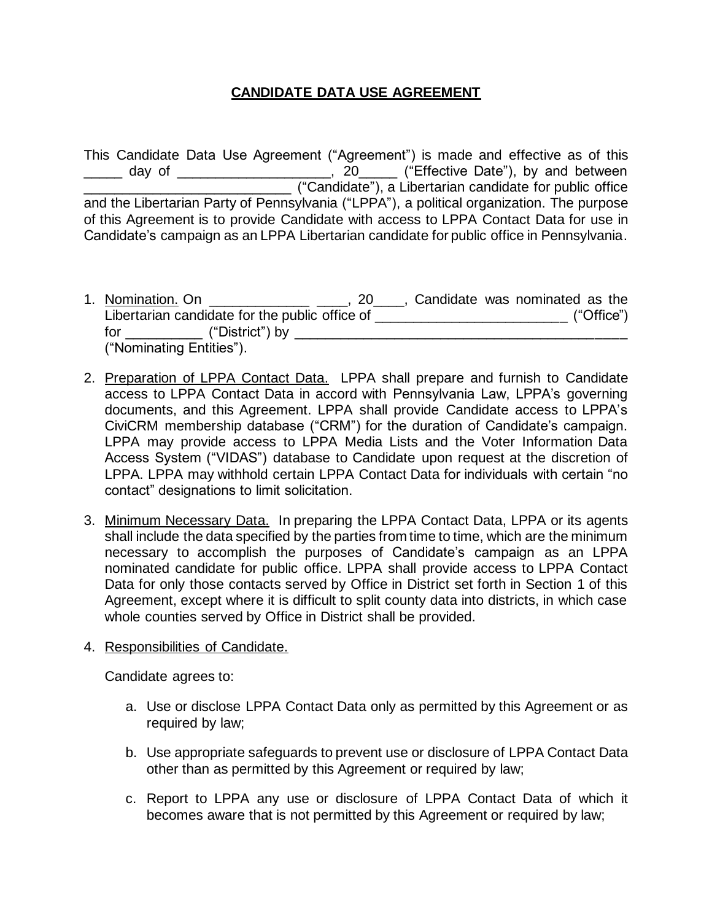# CANDIDATE DATA USE AGREEMENT

This Candidate Data Use Agreement ("Agreement") is made and effective as of this _____ day of ____________________, 20_____ ("Effective Date"), by and between ___________________________ ("Candidate"), a Libertarian candidate for public office and the Libertarian Party of Pennsylvania ("LPPA"), a political organization. The purpose of this Agreement is to provide Candidate with access to LPPA Contact Data for use in Candidate's campaign as an LPPA Libertarian candidate for public office in Pennsylvania.

1. Nomination. On _____________ ____, 20____, Candidate was nominated as the Libertarian candidate for the public office of _________________________ ("Office") for __________ ("District") by _____________________________________________ ("Nominating Entities").

2. Preparation of LPPA Contact Data. LPPA shall prepare and furnish to Candidate access to LPPA Contact Data in accord with Pennsylvania Law, LPPA's governing documents, and this Agreement. LPPA shall provide Candidate access to LPPA's CiviCRM membership database ("CRM") for the duration of Candidate's campaign. LPPA may provide access to LPPA Media Lists and the Voter Information Data Access System ("VIDAS") database to Candidate upon request at the discretion of LPPA. LPPA may withhold certain LPPA Contact Data for individuals with certain "no contact" designations to limit solicitation.

3. Minimum Necessary Data. In preparing the LPPA Contact Data, LPPA or its agents shall include the data specified by the parties from time to time, which are the minimum necessary to accomplish the purposes of Candidate's campaign as an LPPA nominated candidate for public office. LPPA shall provide access to LPPA Contact Data for only those contacts served by Office in District set forth in Section 1 of this Agreement, except where it is difficult to split county data into districts, in which case whole counties served by Office in District shall be provided.

4. Responsibilities of Candidate.

   Candidate agrees to:

   a. Use or disclose LPPA Contact Data only as permitted by this Agreement or as required by law;

   b. Use appropriate safeguards to prevent use or disclosure of LPPA Contact Data other than as permitted by this Agreement or required by law;

   c. Report to LPPA any use or disclosure of LPPA Contact Data of which it becomes aware that is not permitted by this Agreement or required by law;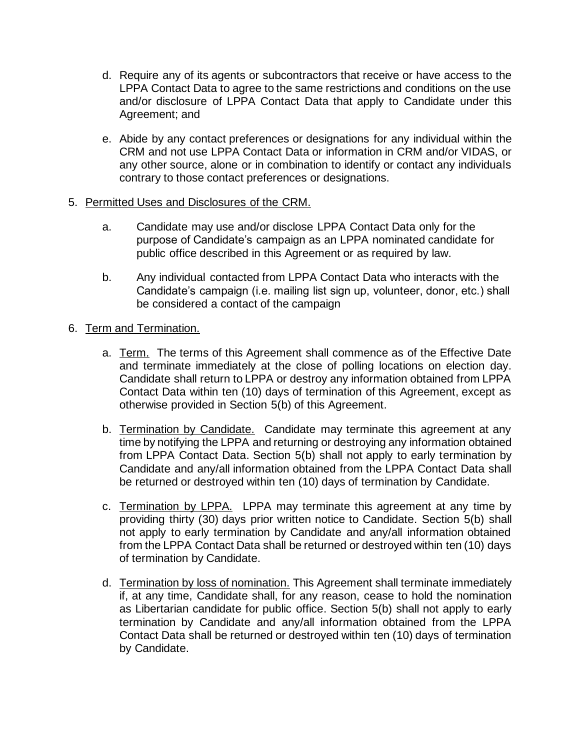d. Require any of its agents or subcontractors that receive or have access to the LPPA Contact Data to agree to the same restrictions and conditions on the use and/or disclosure of LPPA Contact Data that apply to Candidate under this Agreement; and

e. Abide by any contact preferences or designations for any individual within the CRM and not use LPPA Contact Data or information in CRM and/or VIDAS, or any other source, alone or in combination to identify or contact any individuals contrary to those contact preferences or designations.

5. <u>Permitted Uses and Disclosures of the CRM.</u>

   a. Candidate may use and/or disclose LPPA Contact Data only for the purpose of Candidate's campaign as an LPPA nominated candidate for public office described in this Agreement or as required by law.

   b. Any individual contacted from LPPA Contact Data who interacts with the Candidate's campaign (i.e. mailing list sign up, volunteer, donor, etc.) shall be considered a contact of the campaign

6. <u>Term and Termination.</u>

   a. <u>Term.</u> The terms of this Agreement shall commence as of the Effective Date and terminate immediately at the close of polling locations on election day. Candidate shall return to LPPA or destroy any information obtained from LPPA Contact Data within ten (10) days of termination of this Agreement, except as otherwise provided in Section 5(b) of this Agreement.

   b. <u>Termination by Candidate.</u> Candidate may terminate this agreement at any time by notifying the LPPA and returning or destroying any information obtained from LPPA Contact Data. Section 5(b) shall not apply to early termination by Candidate and any/all information obtained from the LPPA Contact Data shall be returned or destroyed within ten (10) days of termination by Candidate.

   c. <u>Termination by LPPA.</u> LPPA may terminate this agreement at any time by providing thirty (30) days prior written notice to Candidate. Section 5(b) shall not apply to early termination by Candidate and any/all information obtained from the LPPA Contact Data shall be returned or destroyed within ten (10) days of termination by Candidate.

   d. <u>Termination by loss of nomination.</u> This Agreement shall terminate immediately if, at any time, Candidate shall, for any reason, cease to hold the nomination as Libertarian candidate for public office. Section 5(b) shall not apply to early termination by Candidate and any/all information obtained from the LPPA Contact Data shall be returned or destroyed within ten (10) days of termination by Candidate.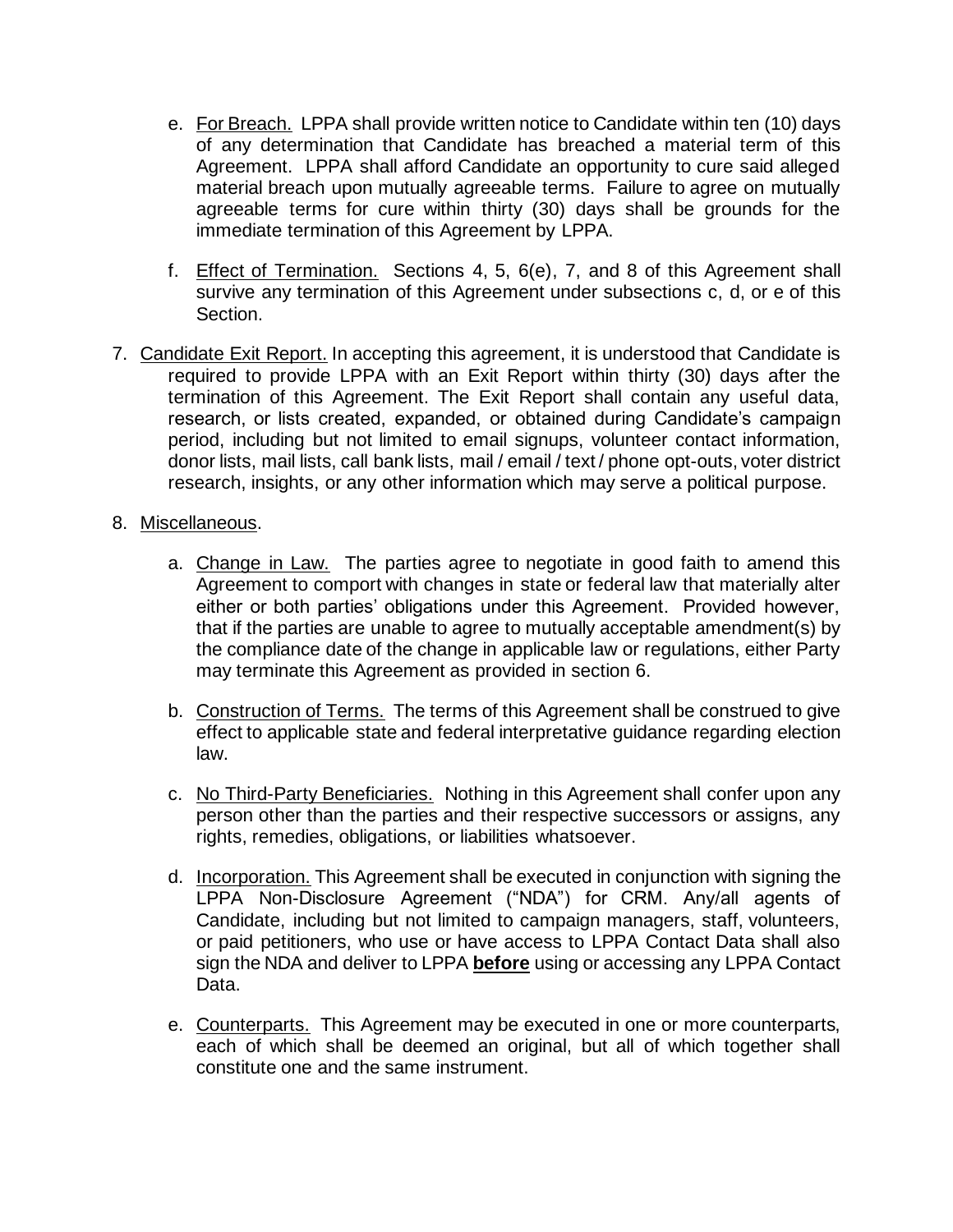e. <u>For Breach.</u> LPPA shall provide written notice to Candidate within ten (10) days of any determination that Candidate has breached a material term of this Agreement. LPPA shall afford Candidate an opportunity to cure said alleged material breach upon mutually agreeable terms. Failure to agree on mutually agreeable terms for cure within thirty (30) days shall be grounds for the immediate termination of this Agreement by LPPA.

f. <u>Effect of Termination.</u> Sections 4, 5, 6(e), 7, and 8 of this Agreement shall survive any termination of this Agreement under subsections c, d, or e of this Section.

7. <u>Candidate Exit Report.</u> In accepting this agreement, it is understood that Candidate is required to provide LPPA with an Exit Report within thirty (30) days after the termination of this Agreement. The Exit Report shall contain any useful data, research, or lists created, expanded, or obtained during Candidate's campaign period, including but not limited to email signups, volunteer contact information, donor lists, mail lists, call bank lists, mail / email / text / phone opt-outs, voter district research, insights, or any other information which may serve a political purpose.

8. <u>Miscellaneous</u>.

a. <u>Change in Law.</u> The parties agree to negotiate in good faith to amend this Agreement to comport with changes in state or federal law that materially alter either or both parties' obligations under this Agreement. Provided however, that if the parties are unable to agree to mutually acceptable amendment(s) by the compliance date of the change in applicable law or regulations, either Party may terminate this Agreement as provided in section 6.

b. <u>Construction of Terms.</u> The terms of this Agreement shall be construed to give effect to applicable state and federal interpretative guidance regarding election law.

c. <u>No Third-Party Beneficiaries.</u> Nothing in this Agreement shall confer upon any person other than the parties and their respective successors or assigns, any rights, remedies, obligations, or liabilities whatsoever.

d. <u>Incorporation.</u> This Agreement shall be executed in conjunction with signing the LPPA Non-Disclosure Agreement ("NDA") for CRM. Any/all agents of Candidate, including but not limited to campaign managers, staff, volunteers, or paid petitioners, who use or have access to LPPA Contact Data shall also sign the NDA and deliver to LPPA <u>**before**</u> using or accessing any LPPA Contact Data.

e. <u>Counterparts.</u> This Agreement may be executed in one or more counterparts, each of which shall be deemed an original, but all of which together shall constitute one and the same instrument.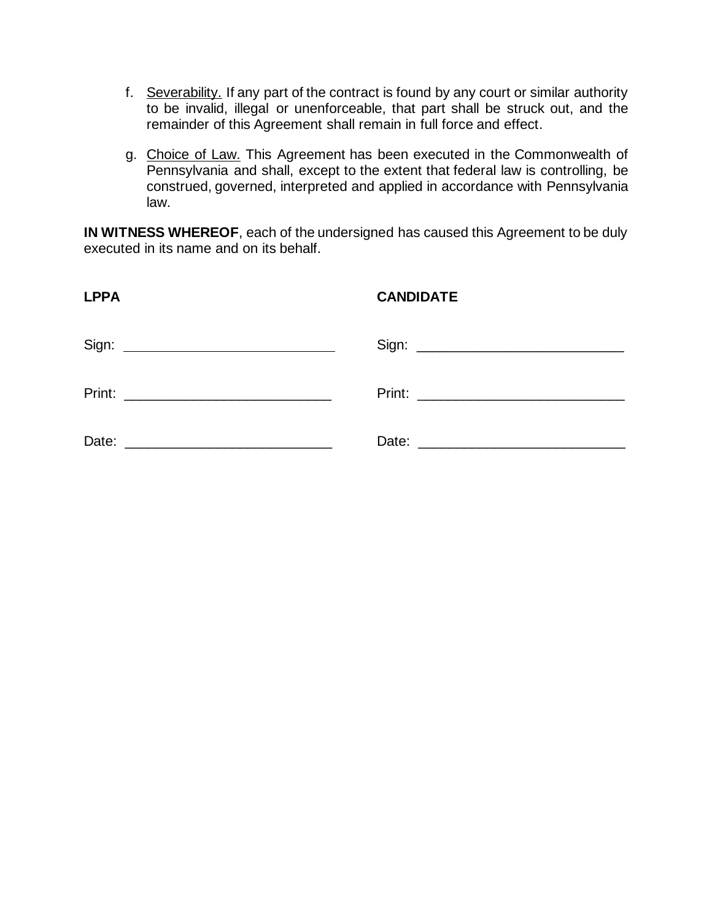f. Severability. If any part of the contract is found by any court or similar authority to be invalid, illegal or unenforceable, that part shall be struck out, and the remainder of this Agreement shall remain in full force and effect.

g. Choice of Law. This Agreement has been executed in the Commonwealth of Pennsylvania and shall, except to the extent that federal law is controlling, be construed, governed, interpreted and applied in accordance with Pennsylvania law.

**IN WITNESS WHEREOF**, each of the undersigned has caused this Agreement to be duly executed in its name and on its behalf.

| | |
|---|---|
| **LPPA** | **CANDIDATE** |
| Sign: ___________________________ | Sign: ___________________________ |
| Print: ___________________________ | Print: ___________________________ |
| Date: ___________________________ | Date: ___________________________ |